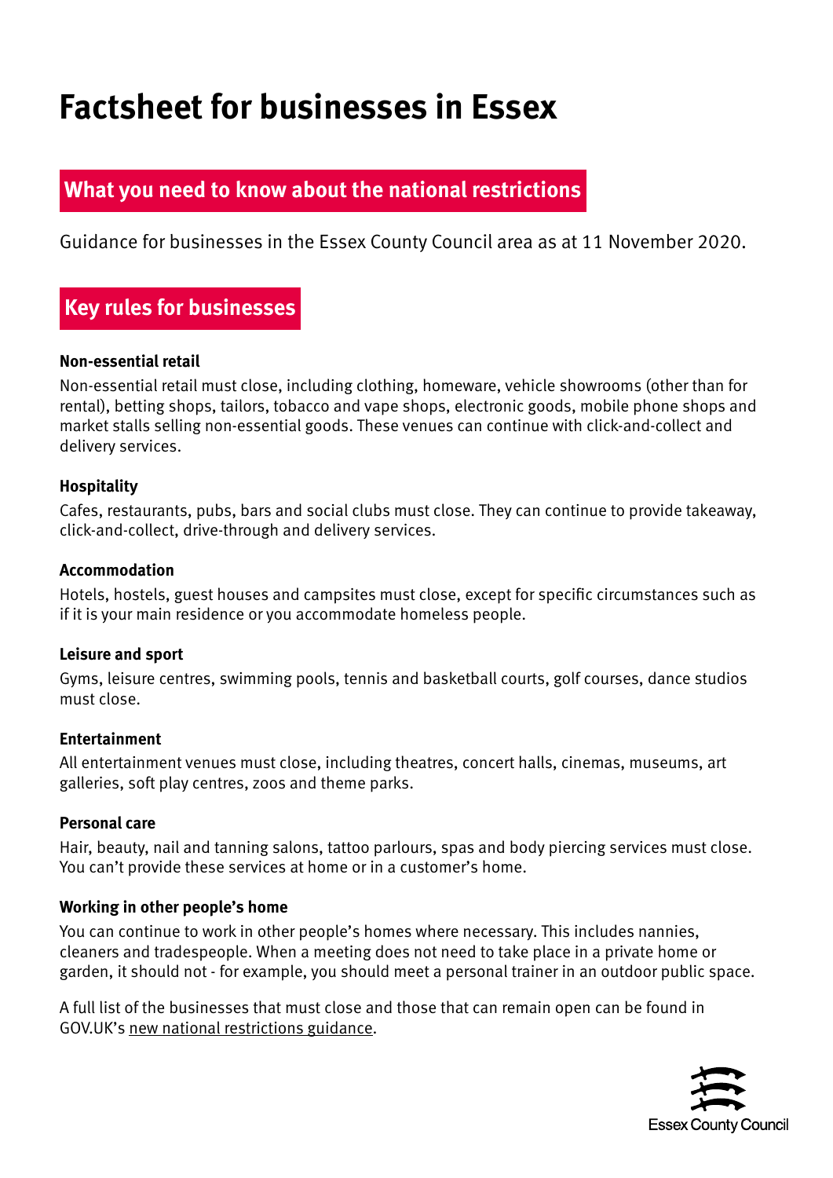# Factsheet for businesses in Essex

## What you need to know about the national restrictions

Guidance for businesses in the Essex County Council area as at 11 November 2020.

## Key rules for businesses

**Non-essential retail**

Non-essential retail must close, including clothing, homeware, vehicle showrooms (other than for rental), betting shops, tailors, tobacco and vape shops, electronic goods, mobile phone shops and market stalls selling non-essential goods. These venues can continue with click-and-collect and delivery services.

**Hospitality**

Cafes, restaurants, pubs, bars and social clubs must close. They can continue to provide takeaway, click-and-collect, drive-through and delivery services.

**Accommodation**

Hotels, hostels, guest houses and campsites must close, except for specific circumstances such as if it is your main residence or you accommodate homeless people.

**Leisure and sport**

Gyms, leisure centres, swimming pools, tennis and basketball courts, golf courses, dance studios must close.

**Entertainment**

All entertainment venues must close, including theatres, concert halls, cinemas, museums, art galleries, soft play centres, zoos and theme parks.

**Personal care**

Hair, beauty, nail and tanning salons, tattoo parlours, spas and body piercing services must close. You can't provide these services at home or in a customer's home.

**Working in other people's home**

You can continue to work in other people's homes where necessary. This includes nannies, cleaners and tradespeople. When a meeting does not need to take place in a private home or garden, it should not - for example, you should meet a personal trainer in an outdoor public space.

A full list of the businesses that must close and those that can remain open can be found in GOV.UK's new national restrictions guidance.

Essex County Council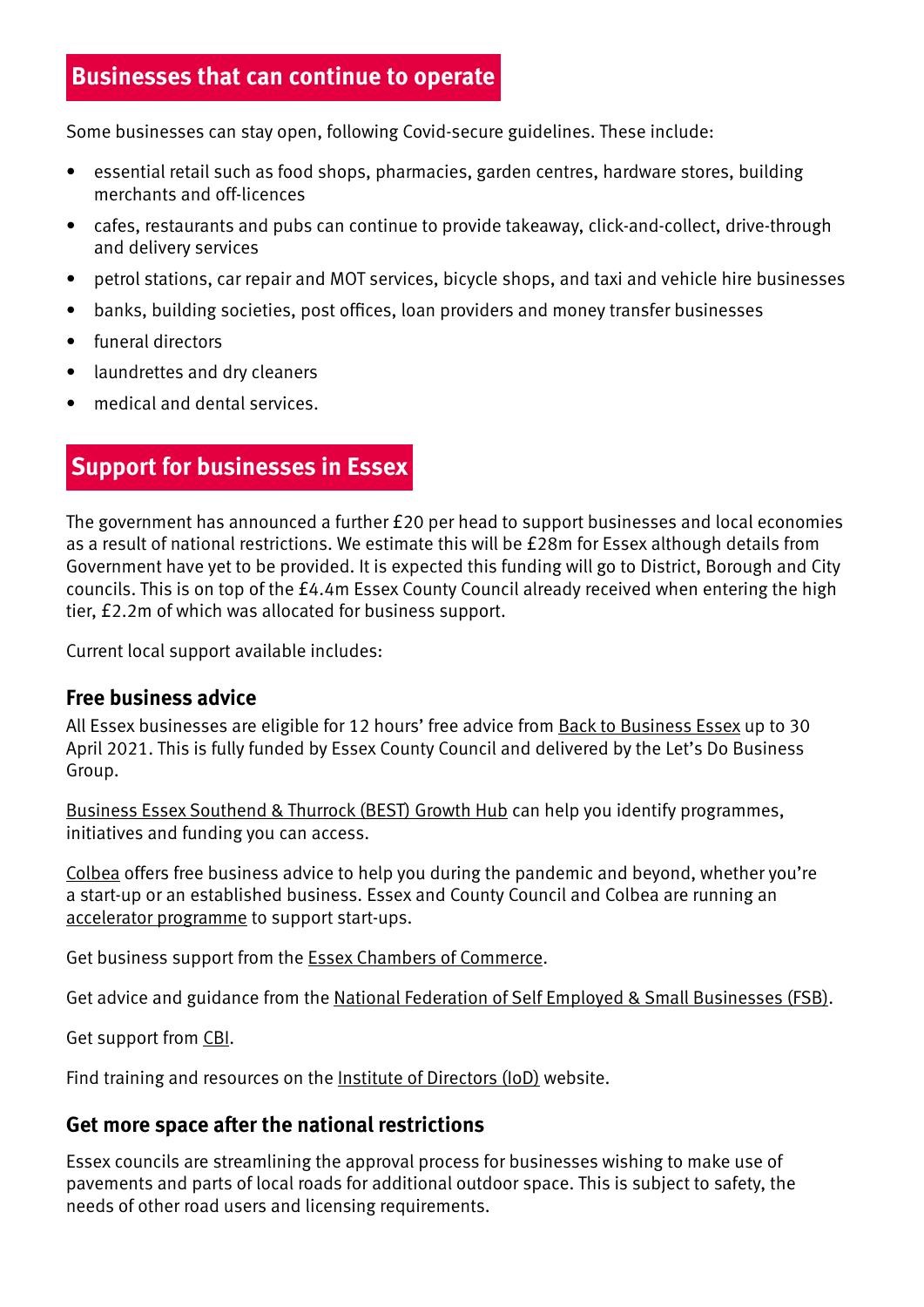## Businesses that can continue to operate

Some businesses can stay open, following Covid-secure guidelines. These include:

- essential retail such as food shops, pharmacies, garden centres, hardware stores, building merchants and off-licences
- cafes, restaurants and pubs can continue to provide takeaway, click-and-collect, drive-through and delivery services
- petrol stations, car repair and MOT services, bicycle shops, and taxi and vehicle hire businesses
- banks, building societies, post offices, loan providers and money transfer businesses
- funeral directors
- laundrettes and dry cleaners
- medical and dental services.

## Support for businesses in Essex

The government has announced a further £20 per head to support businesses and local economies as a result of national restrictions. We estimate this will be £28m for Essex although details from Government have yet to be provided. It is expected this funding will go to District, Borough and City councils. This is on top of the £4.4m Essex County Council already received when entering the high tier, £2.2m of which was allocated for business support.

Current local support available includes:

### Free business advice

All Essex businesses are eligible for 12 hours' free advice from Back to Business Essex up to 30 April 2021. This is fully funded by Essex County Council and delivered by the Let's Do Business Group.

Business Essex Southend & Thurrock (BEST) Growth Hub can help you identify programmes, initiatives and funding you can access.

Colbea offers free business advice to help you during the pandemic and beyond, whether you're a start-up or an established business. Essex and County Council and Colbea are running an accelerator programme to support start-ups.

Get business support from the Essex Chambers of Commerce.

Get advice and guidance from the National Federation of Self Employed & Small Businesses (FSB).

Get support from CBI.

Find training and resources on the Institute of Directors (IoD) website.

### Get more space after the national restrictions

Essex councils are streamlining the approval process for businesses wishing to make use of pavements and parts of local roads for additional outdoor space. This is subject to safety, the needs of other road users and licensing requirements.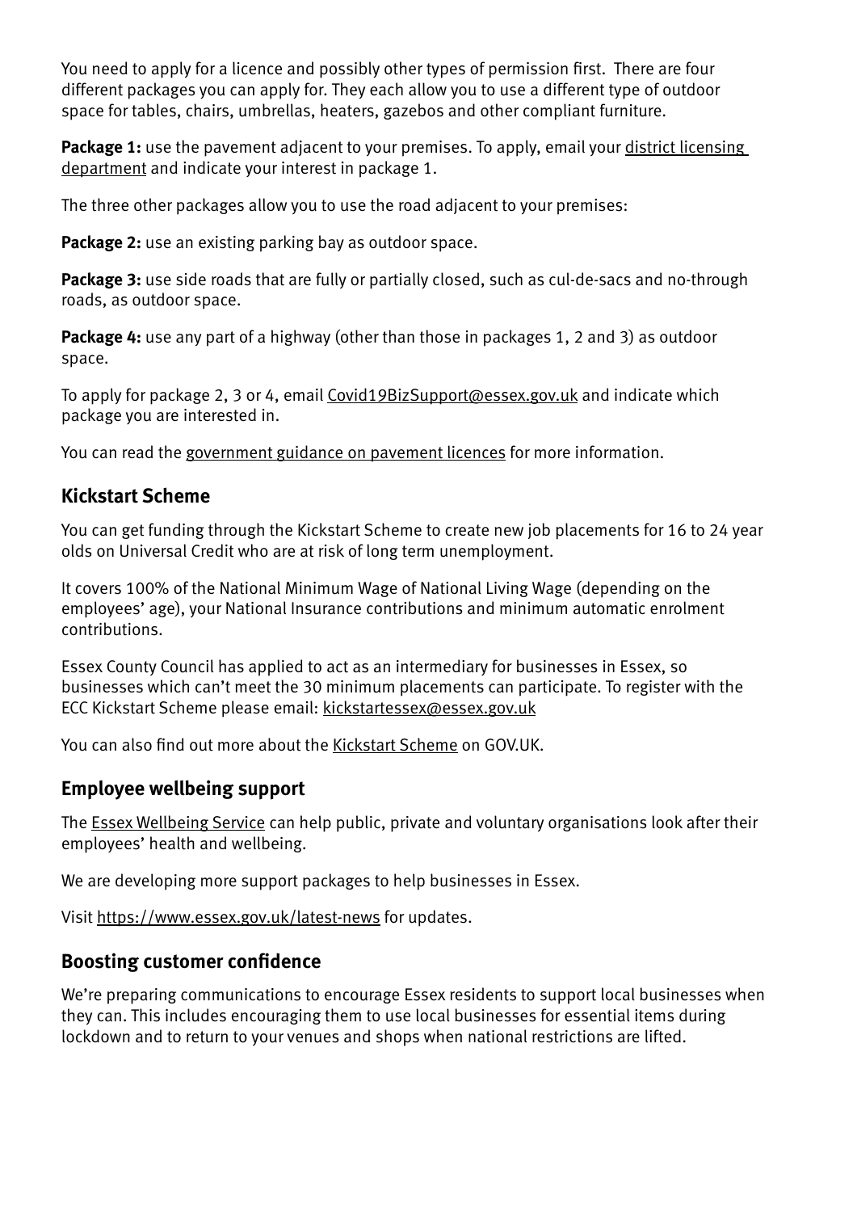You need to apply for a licence and possibly other types of permission first. There are four different packages you can apply for. They each allow you to use a different type of outdoor space for tables, chairs, umbrellas, heaters, gazebos and other compliant furniture.

**Package 1:** use the pavement adjacent to your premises. To apply, email your district licensing department and indicate your interest in package 1.

The three other packages allow you to use the road adjacent to your premises:

**Package 2:** use an existing parking bay as outdoor space.

**Package 3:** use side roads that are fully or partially closed, such as cul-de-sacs and no-through roads, as outdoor space.

**Package 4:** use any part of a highway (other than those in packages 1, 2 and 3) as outdoor space.

To apply for package 2, 3 or 4, email Covid19BizSupport@essex.gov.uk and indicate which package you are interested in.

You can read the government guidance on pavement licences for more information.

## Kickstart Scheme

You can get funding through the Kickstart Scheme to create new job placements for 16 to 24 year olds on Universal Credit who are at risk of long term unemployment.

It covers 100% of the National Minimum Wage of National Living Wage (depending on the employees' age), your National Insurance contributions and minimum automatic enrolment contributions.

Essex County Council has applied to act as an intermediary for businesses in Essex, so businesses which can't meet the 30 minimum placements can participate. To register with the ECC Kickstart Scheme please email: kickstartessex@essex.gov.uk

You can also find out more about the Kickstart Scheme on GOV.UK.

## Employee wellbeing support

The Essex Wellbeing Service can help public, private and voluntary organisations look after their employees' health and wellbeing.

We are developing more support packages to help businesses in Essex.

Visit https://www.essex.gov.uk/latest-news for updates.

## Boosting customer confidence

We're preparing communications to encourage Essex residents to support local businesses when they can. This includes encouraging them to use local businesses for essential items during lockdown and to return to your venues and shops when national restrictions are lifted.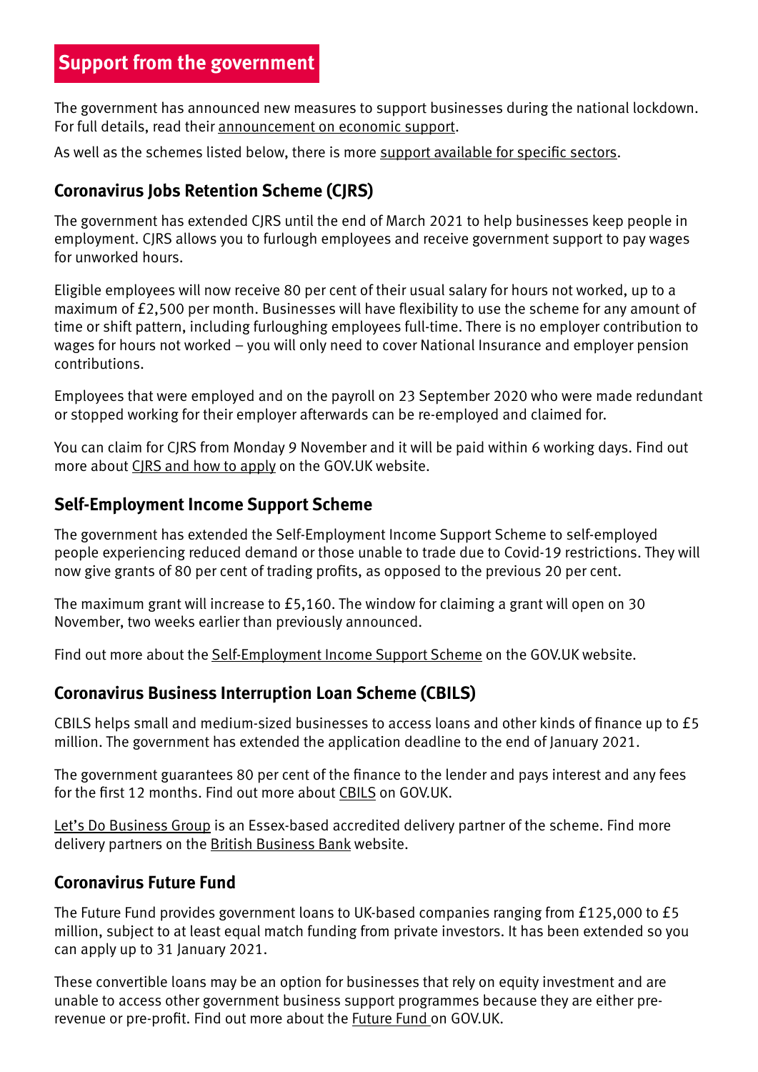## Support from the government

The government has announced new measures to support businesses during the national lockdown. For full details, read their announcement on economic support.

As well as the schemes listed below, there is more support available for specific sectors.

### Coronavirus Jobs Retention Scheme (CJRS)

The government has extended CJRS until the end of March 2021 to help businesses keep people in employment. CJRS allows you to furlough employees and receive government support to pay wages for unworked hours.

Eligible employees will now receive 80 per cent of their usual salary for hours not worked, up to a maximum of £2,500 per month. Businesses will have flexibility to use the scheme for any amount of time or shift pattern, including furloughing employees full-time. There is no employer contribution to wages for hours not worked – you will only need to cover National Insurance and employer pension contributions.

Employees that were employed and on the payroll on 23 September 2020 who were made redundant or stopped working for their employer afterwards can be re-employed and claimed for.

You can claim for CJRS from Monday 9 November and it will be paid within 6 working days. Find out more about CJRS and how to apply on the GOV.UK website.

### Self-Employment Income Support Scheme

The government has extended the Self-Employment Income Support Scheme to self-employed people experiencing reduced demand or those unable to trade due to Covid-19 restrictions. They will now give grants of 80 per cent of trading profits, as opposed to the previous 20 per cent.

The maximum grant will increase to £5,160. The window for claiming a grant will open on 30 November, two weeks earlier than previously announced.

Find out more about the Self-Employment Income Support Scheme on the GOV.UK website.

### Coronavirus Business Interruption Loan Scheme (CBILS)

CBILS helps small and medium-sized businesses to access loans and other kinds of finance up to £5 million. The government has extended the application deadline to the end of January 2021.

The government guarantees 80 per cent of the finance to the lender and pays interest and any fees for the first 12 months. Find out more about CBILS on GOV.UK.

Let's Do Business Group is an Essex-based accredited delivery partner of the scheme. Find more delivery partners on the British Business Bank website.

### Coronavirus Future Fund

The Future Fund provides government loans to UK-based companies ranging from £125,000 to £5 million, subject to at least equal match funding from private investors. It has been extended so you can apply up to 31 January 2021.

These convertible loans may be an option for businesses that rely on equity investment and are unable to access other government business support programmes because they are either pre-revenue or pre-profit. Find out more about the Future Fund on GOV.UK.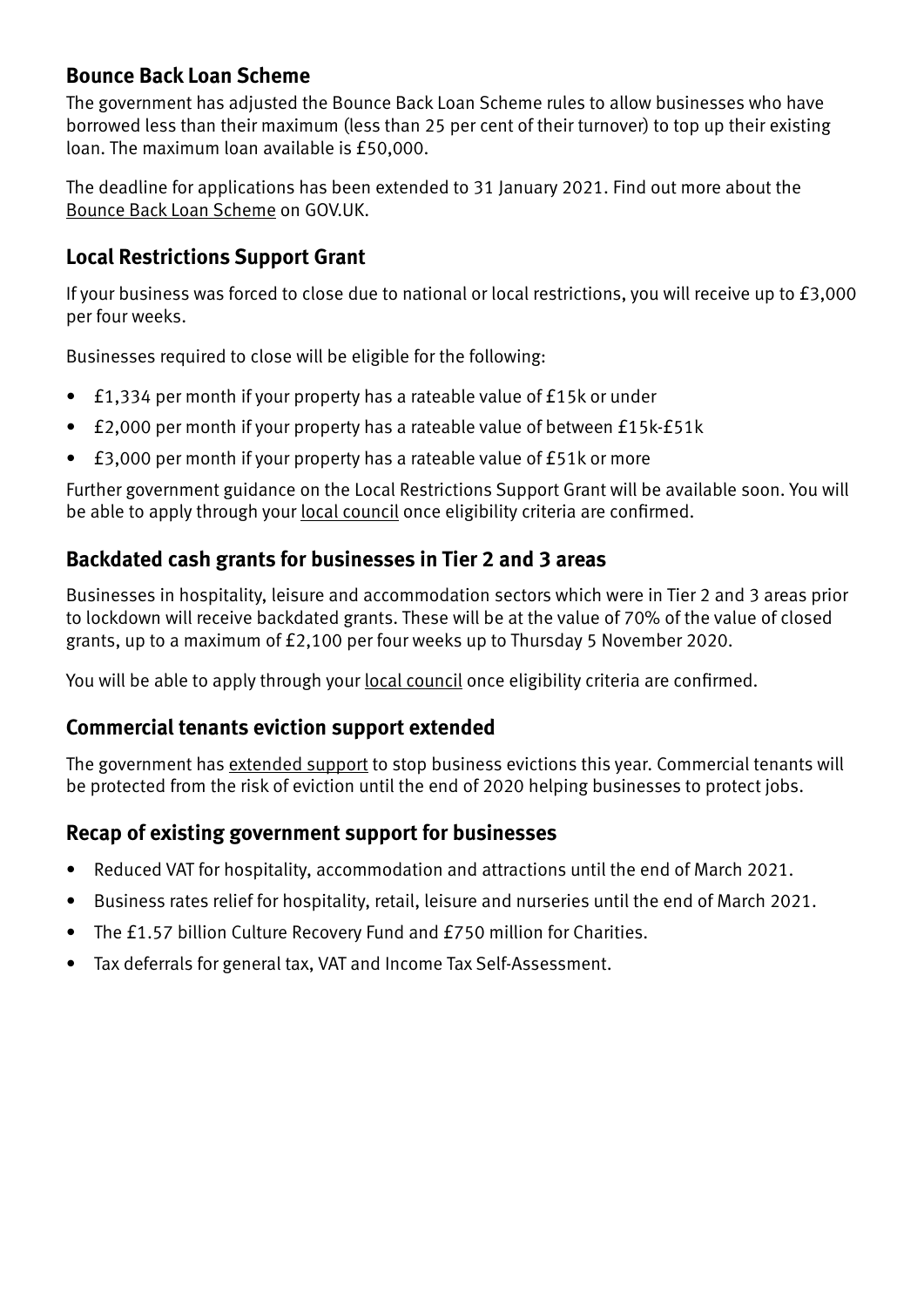## Bounce Back Loan Scheme

The government has adjusted the Bounce Back Loan Scheme rules to allow businesses who have borrowed less than their maximum (less than 25 per cent of their turnover) to top up their existing loan. The maximum loan available is £50,000.

The deadline for applications has been extended to 31 January 2021. Find out more about the Bounce Back Loan Scheme on GOV.UK.

## Local Restrictions Support Grant

If your business was forced to close due to national or local restrictions, you will receive up to £3,000 per four weeks.

Businesses required to close will be eligible for the following:

- £1,334 per month if your property has a rateable value of £15k or under
- £2,000 per month if your property has a rateable value of between £15k-£51k
- £3,000 per month if your property has a rateable value of £51k or more

Further government guidance on the Local Restrictions Support Grant will be available soon. You will be able to apply through your local council once eligibility criteria are confirmed.

## Backdated cash grants for businesses in Tier 2 and 3 areas

Businesses in hospitality, leisure and accommodation sectors which were in Tier 2 and 3 areas prior to lockdown will receive backdated grants. These will be at the value of 70% of the value of closed grants, up to a maximum of £2,100 per four weeks up to Thursday 5 November 2020.

You will be able to apply through your local council once eligibility criteria are confirmed.

## Commercial tenants eviction support extended

The government has extended support to stop business evictions this year. Commercial tenants will be protected from the risk of eviction until the end of 2020 helping businesses to protect jobs.

## Recap of existing government support for businesses

- Reduced VAT for hospitality, accommodation and attractions until the end of March 2021.
- Business rates relief for hospitality, retail, leisure and nurseries until the end of March 2021.
- The £1.57 billion Culture Recovery Fund and £750 million for Charities.
- Tax deferrals for general tax, VAT and Income Tax Self-Assessment.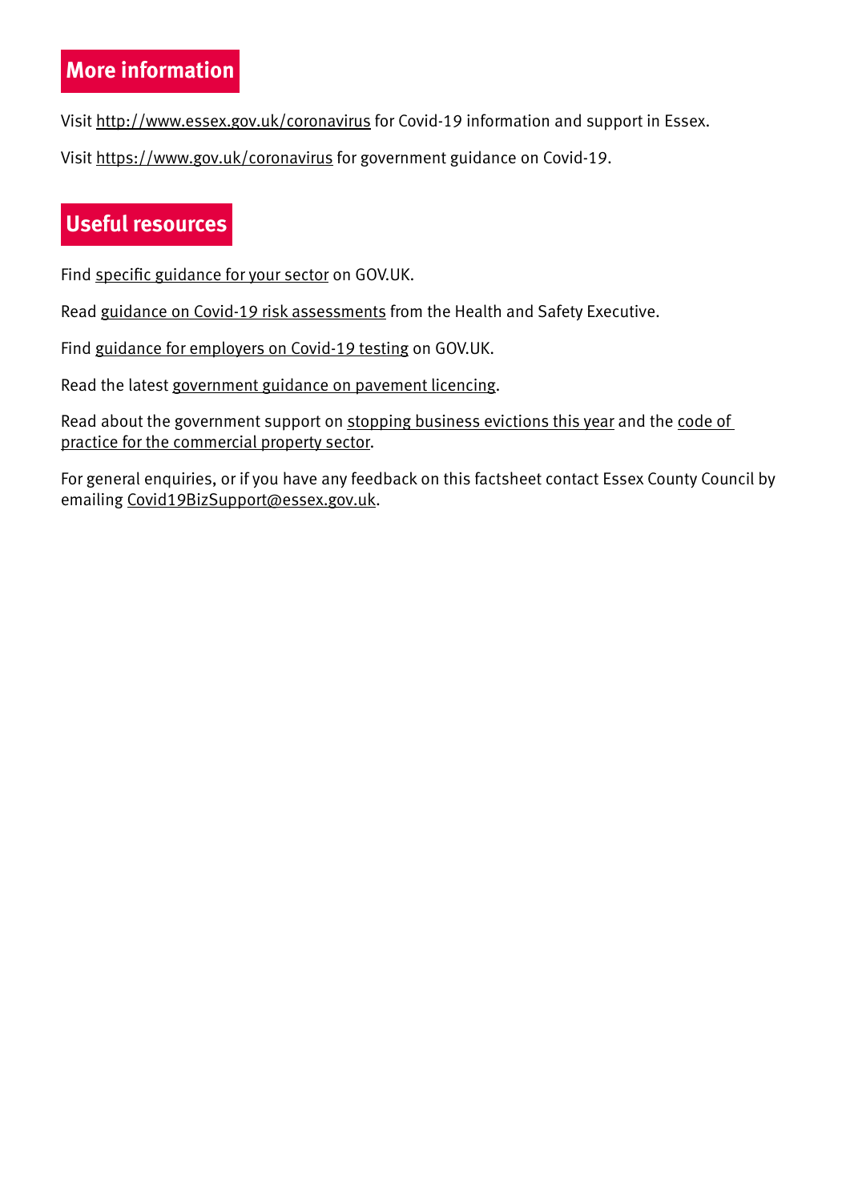## More information

Visit http://www.essex.gov.uk/coronavirus for Covid-19 information and support in Essex.

Visit https://www.gov.uk/coronavirus for government guidance on Covid-19.

## Useful resources

Find specific guidance for your sector on GOV.UK.

Read guidance on Covid-19 risk assessments from the Health and Safety Executive.

Find guidance for employers on Covid-19 testing on GOV.UK.

Read the latest government guidance on pavement licencing.

Read about the government support on stopping business evictions this year and the code of practice for the commercial property sector.

For general enquiries, or if you have any feedback on this factsheet contact Essex County Council by emailing Covid19BizSupport@essex.gov.uk.